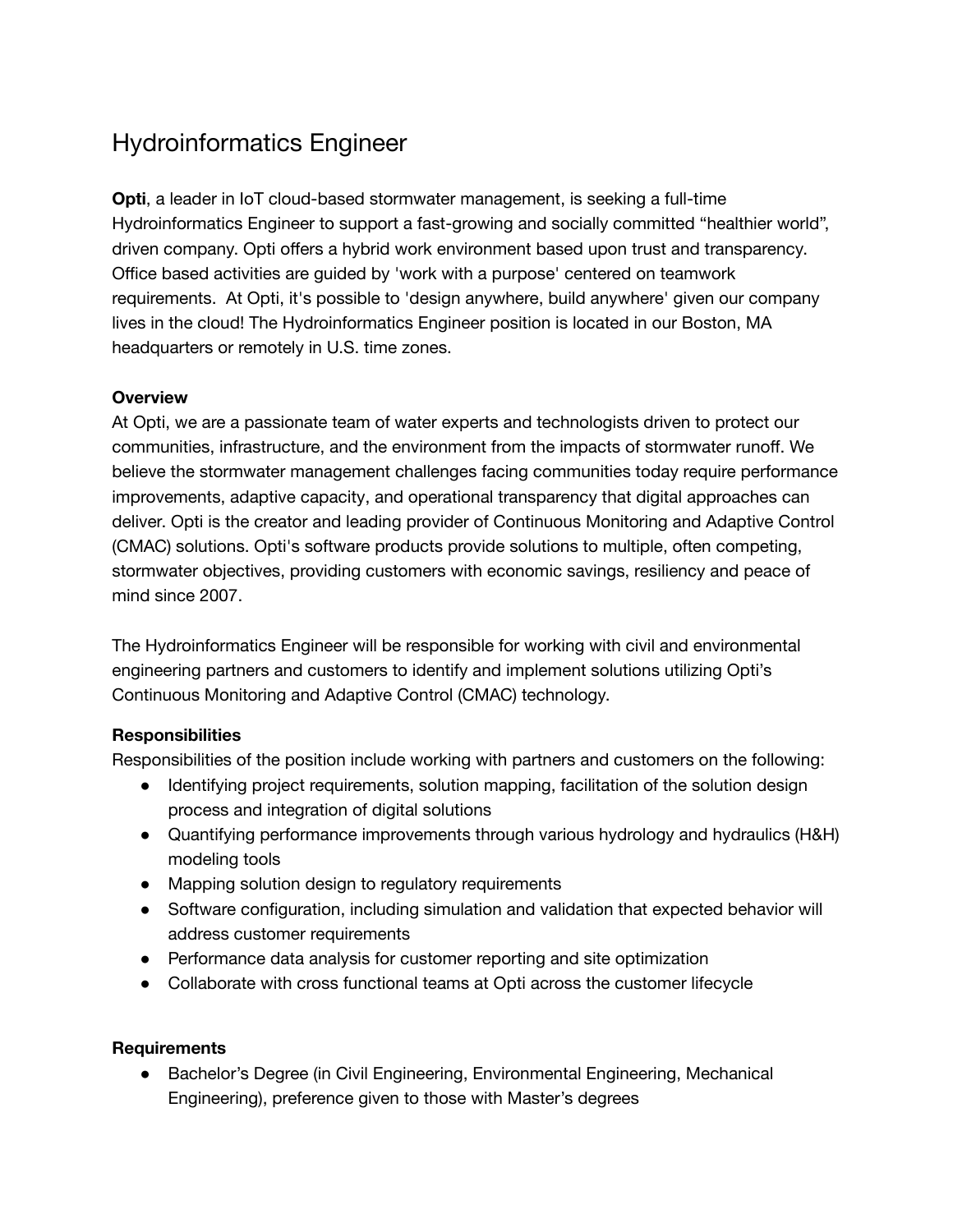# Hydroinformatics Engineer

**Opti**, a leader in IoT cloud-based stormwater management, is seeking a full-time Hydroinformatics Engineer to support a fast-growing and socially committed "healthier world", driven company. Opti offers a hybrid work environment based upon trust and transparency. Office based activities are guided by 'work with a purpose' centered on teamwork requirements.  At Opti, it's possible to 'design anywhere, build anywhere' given our company lives in the cloud! The Hydroinformatics Engineer position is located in our Boston, MA headquarters or remotely in U.S. time zones.

**Overview**

At Opti, we are a passionate team of water experts and technologists driven to protect our communities, infrastructure, and the environment from the impacts of stormwater runoff. We believe the stormwater management challenges facing communities today require performance improvements, adaptive capacity, and operational transparency that digital approaches can deliver. Opti is the creator and leading provider of Continuous Monitoring and Adaptive Control (CMAC) solutions. Opti's software products provide solutions to multiple, often competing, stormwater objectives, providing customers with economic savings, resiliency and peace of mind since 2007.

The Hydroinformatics Engineer will be responsible for working with civil and environmental engineering partners and customers to identify and implement solutions utilizing Opti's Continuous Monitoring and Adaptive Control (CMAC) technology.

**Responsibilities**

Responsibilities of the position include working with partners and customers on the following:

- Identifying project requirements, solution mapping, facilitation of the solution design process and integration of digital solutions
- Quantifying performance improvements through various hydrology and hydraulics (H&H) modeling tools
- Mapping solution design to regulatory requirements
- Software configuration, including simulation and validation that expected behavior will address customer requirements
- Performance data analysis for customer reporting and site optimization
- Collaborate with cross functional teams at Opti across the customer lifecycle

**Requirements**

- Bachelor's Degree (in Civil Engineering, Environmental Engineering, Mechanical Engineering), preference given to those with Master's degrees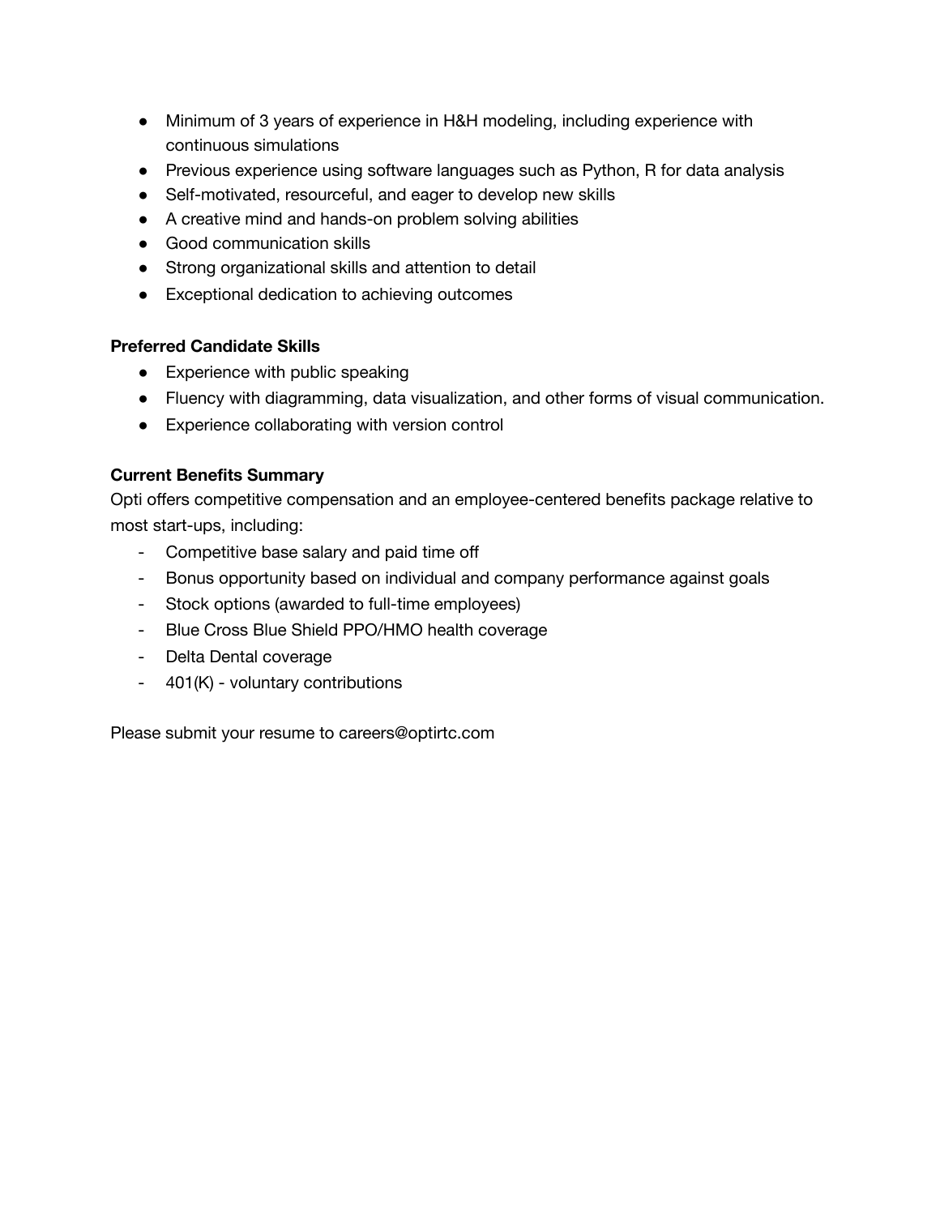- Minimum of 3 years of experience in H&H modeling, including experience with continuous simulations
- Previous experience using software languages such as Python, R for data analysis
- Self-motivated, resourceful, and eager to develop new skills
- A creative mind and hands-on problem solving abilities
- Good communication skills
- Strong organizational skills and attention to detail
- Exceptional dedication to achieving outcomes

**Preferred Candidate Skills**

- Experience with public speaking
- Fluency with diagramming, data visualization, and other forms of visual communication.
- Experience collaborating with version control

**Current Benefits Summary**

Opti offers competitive compensation and an employee-centered benefits package relative to most start-ups, including:

- Competitive base salary and paid time off
- Bonus opportunity based on individual and company performance against goals
- Stock options (awarded to full-time employees)
- Blue Cross Blue Shield PPO/HMO health coverage
- Delta Dental coverage
- 401(K) - voluntary contributions

Please submit your resume to careers@optirtc.com